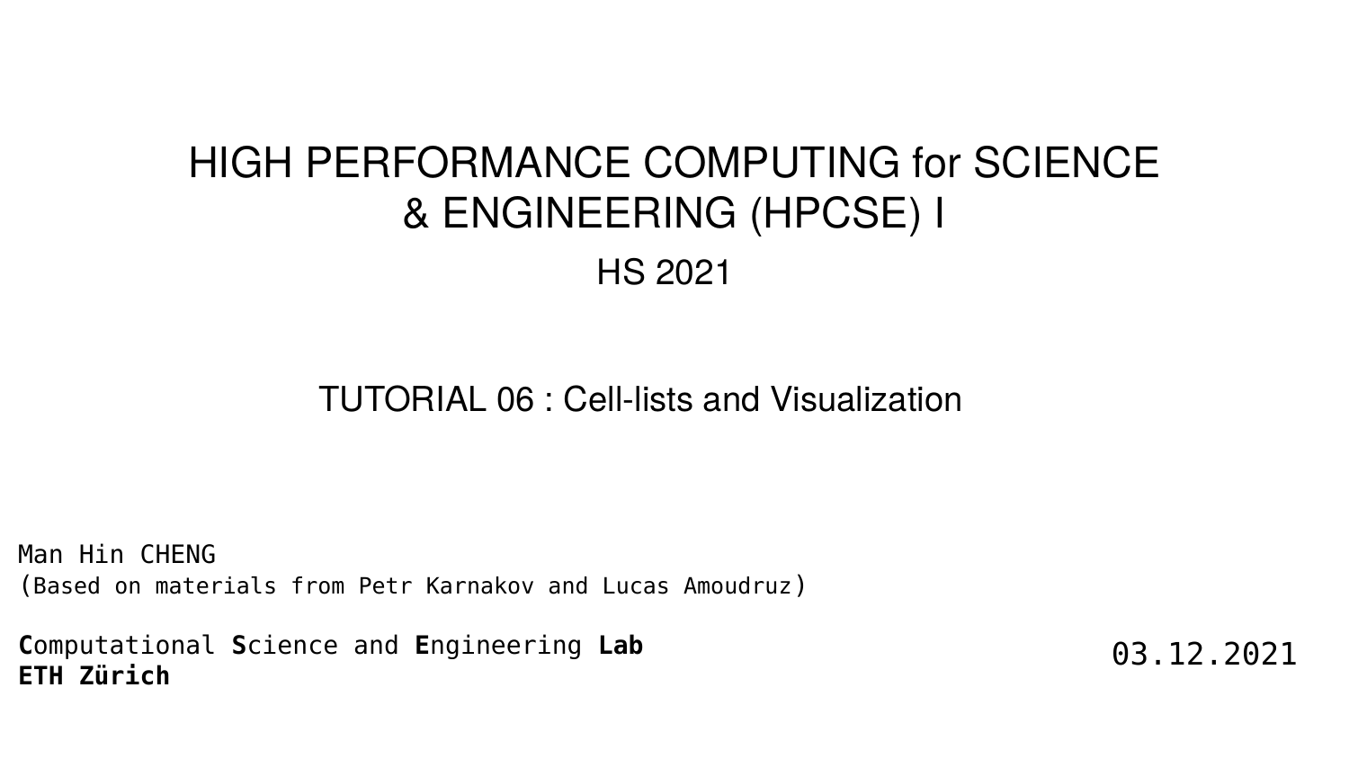# HIGH PERFORMANCE COMPUTING for SCIENCE & ENGINEERING (HPCSE) I

HS 2021

## TUTORIAL 06 : Cell-lists and Visualization

Man Hin CHENG
(Based on materials from Petr Karnakov and Lucas Amoudruz)

**C**omputational **S**cience and **E**ngineering **Lab**
**ETH Zürich**

03.12.2021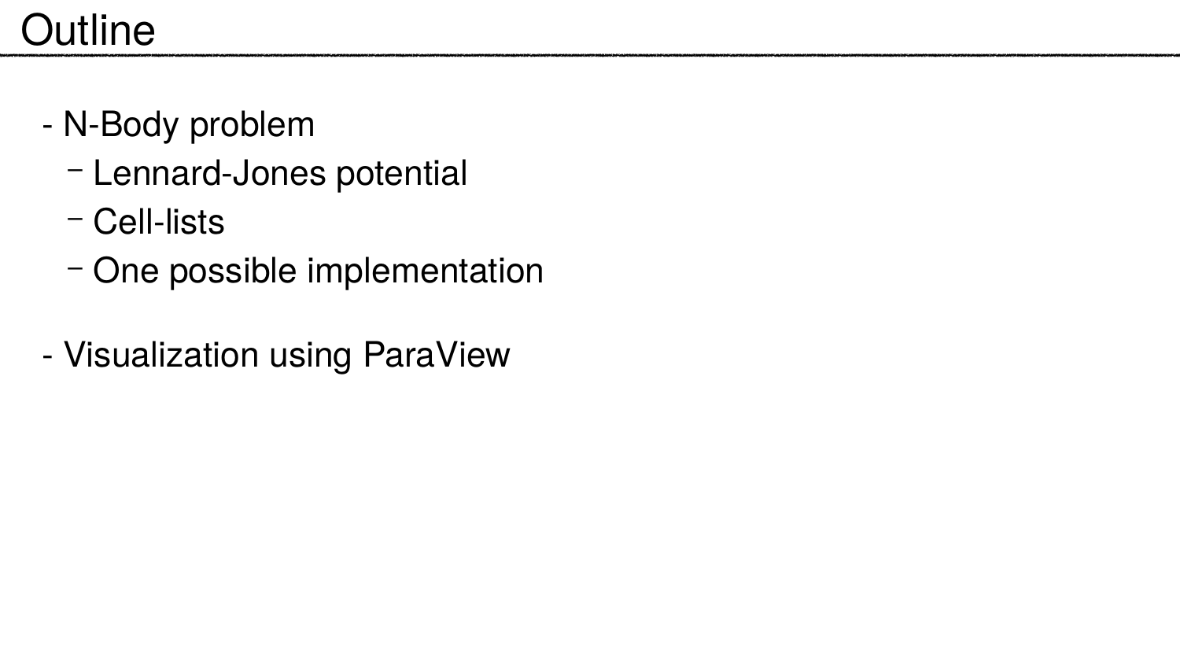# Outline

- N-Body problem
  - Lennard-Jones potential
  - Cell-lists
  - One possible implementation
- Visualization using ParaView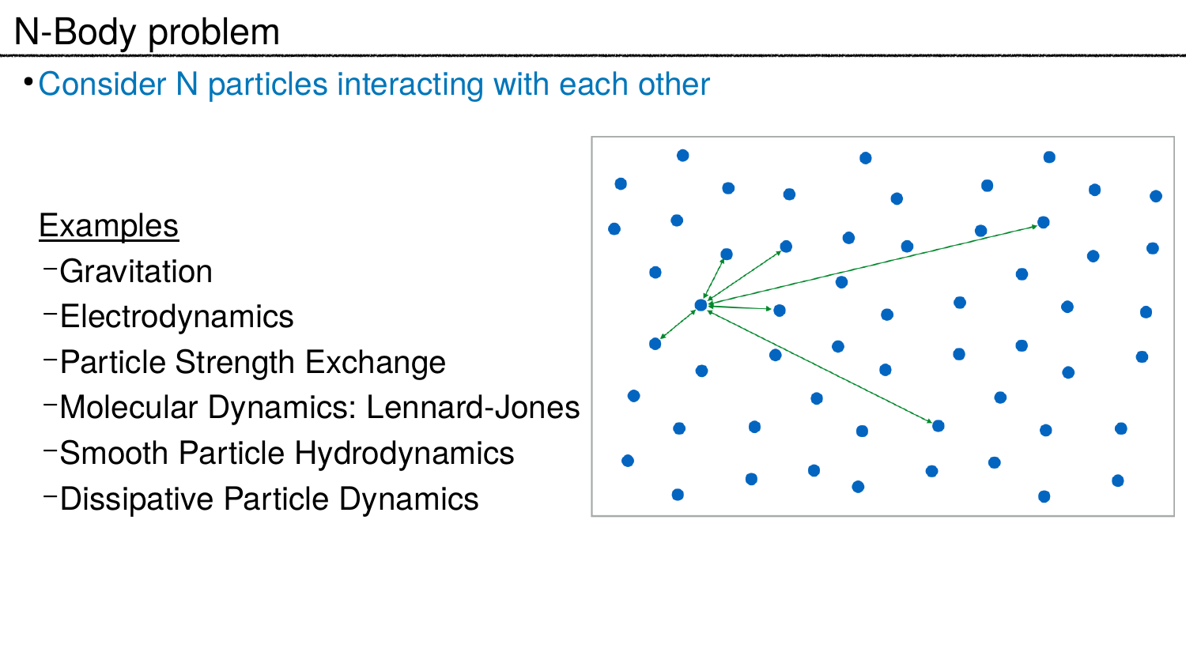# N-Body problem

- Consider N particles interacting with each other

Examples

- Gravitation
- Electrodynamics
- Particle Strength Exchange
- Molecular Dynamics: Lennard-Jones
- Smooth Particle Hydrodynamics
- Dissipative Particle Dynamics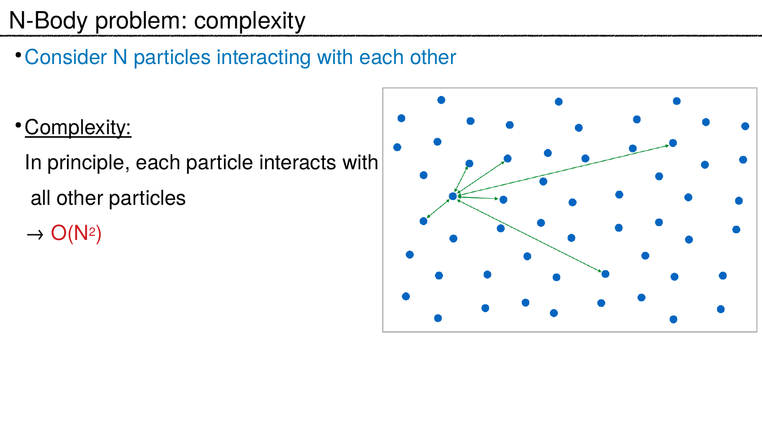# N-Body problem: complexity

- Consider N particles interacting with each other

- Complexity:

  In principle, each particle interacts with all other particles

  → $O(N^2)$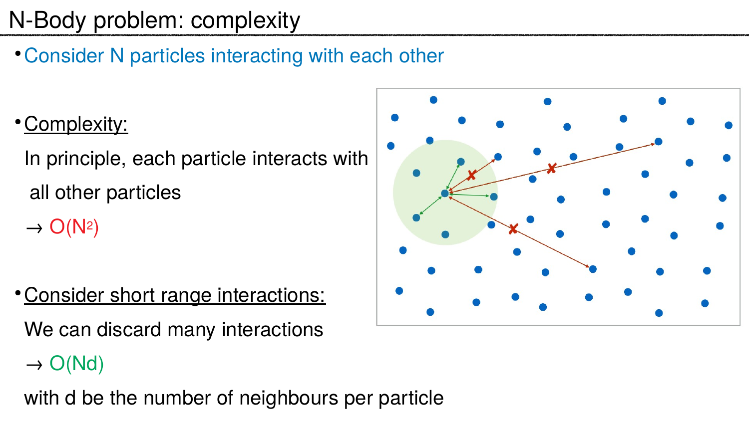# N-Body problem: complexity

- Consider N particles interacting with each other

- Complexity:

  In principle, each particle interacts with all other particles

  → $O(N^2)$

- Consider short range interactions:

  We can discard many interactions

  → $O(Nd)$

  with d be the number of neighbours per particle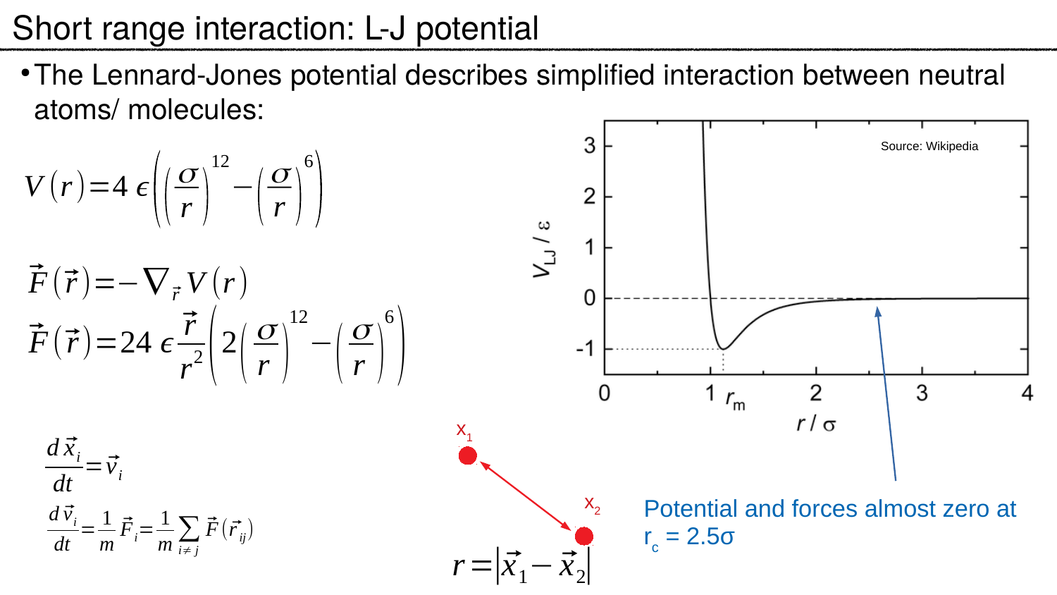# Short range interaction: L-J potential

- The Lennard-Jones potential describes simplified interaction between neutral atoms/ molecules:

$$V(r) = 4\epsilon\left(\left(\frac{\sigma}{r}\right)^{12} - \left(\frac{\sigma}{r}\right)^{6}\right)$$

$$\vec{F}(\vec{r}) = -\nabla_{\vec{r}} V(r)$$

$$\vec{F}(\vec{r}) = 24\epsilon\frac{\vec{r}}{r^2}\left(2\left(\frac{\sigma}{r}\right)^{12} - \left(\frac{\sigma}{r}\right)^{6}\right)$$

$$\frac{d\vec{x}_i}{dt} = \vec{v}_i$$

$$\frac{d\vec{v}_i}{dt} = \frac{1}{m}\vec{F}_i = \frac{1}{m}\sum_{i \neq j}\vec{F}(\vec{r}_{ij})$$

$$r = |\vec{x}_1 - \vec{x}_2|$$

Source: Wikipedia

Potential and forces almost zero at $r_c = 2.5\sigma$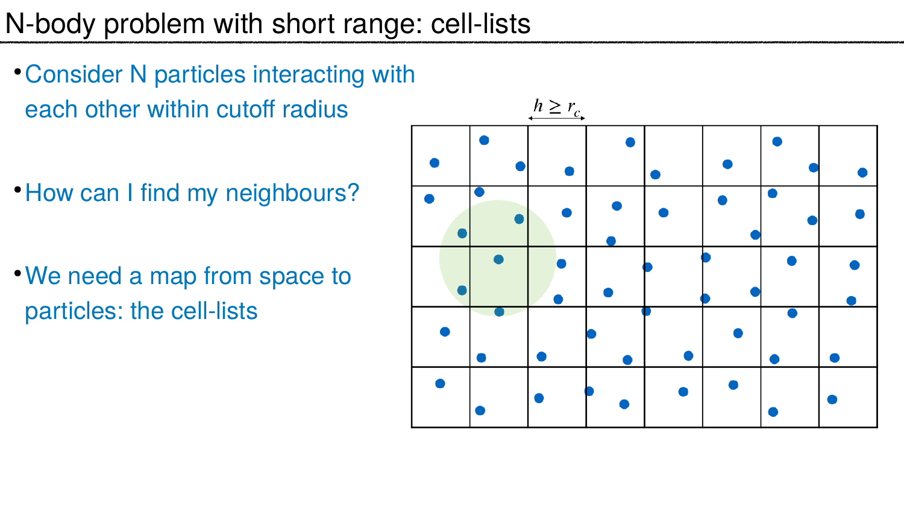# N-body problem with short range: cell-lists

- Consider N particles interacting with each other within cutoff radius
- How can I find my neighbours?
- We need a map from space to particles: the cell-lists

$h \geq r_c$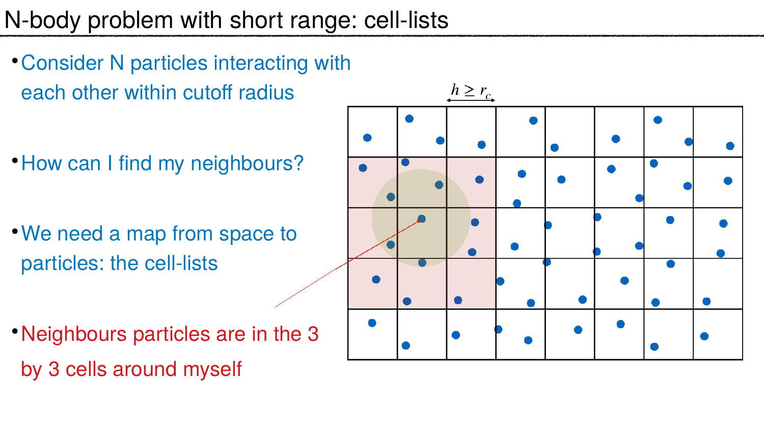# N-body problem with short range: cell-lists

- Consider N particles interacting with each other within cutoff radius
- How can I find my neighbours?
- We need a map from space to particles: the cell-lists
- Neighbours particles are in the 3 by 3 cells around myself

$h \geq r_c$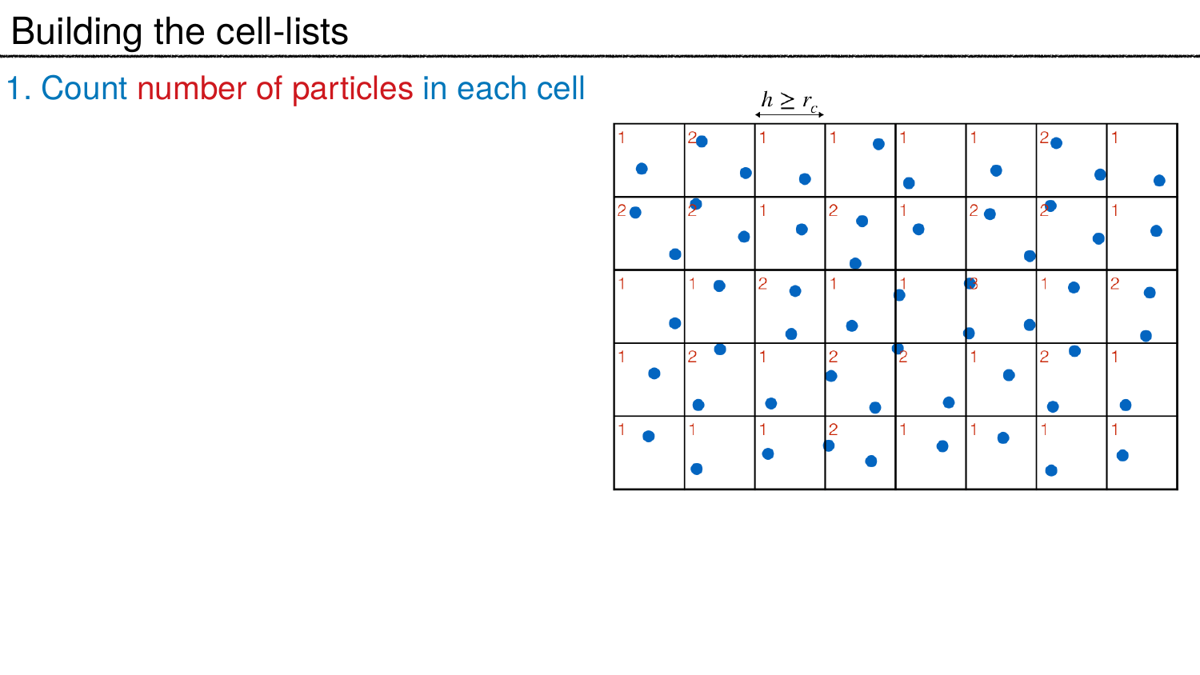# Building the cell-lists

1. Count number of particles in each cell

$h \geq r_c$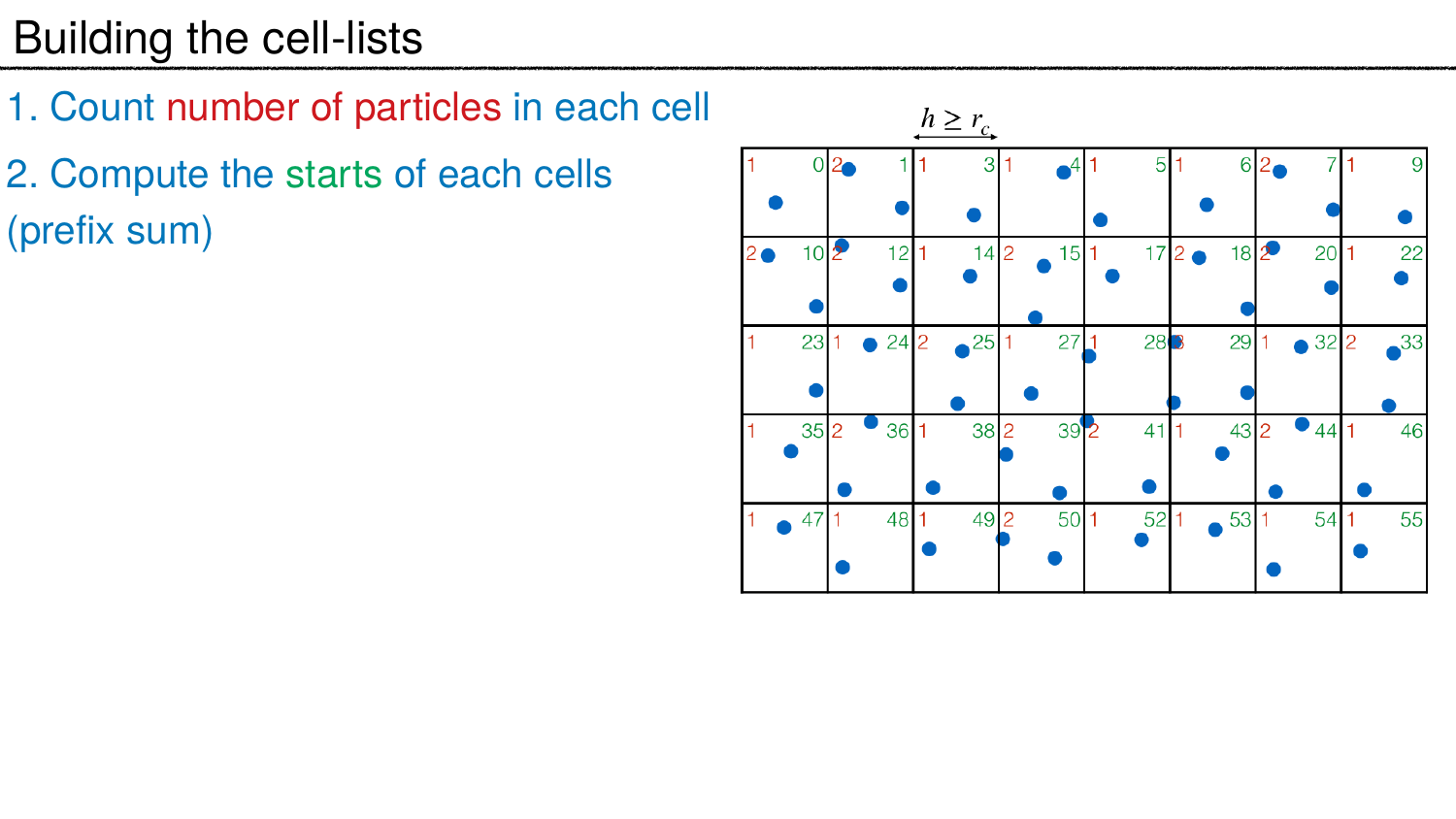# Building the cell-lists

1. Count number of particles in each cell

2. Compute the starts of each cells (prefix sum)

$h \geq r_c$

| 1 0 | 2 1 | 1 3 | 1 4 | 1 5 | 1 6 | 2 7 | 1 9 |
|---|---|---|---|---|---|---|---|
| 2 10 | 2 12 | 1 14 | 2 15 | 1 17 | 2 18 | 2 20 | 1 22 |
| 1 23 | 1 24 | 2 25 | 1 27 | 1 28 | 3 29 | 1 32 | 2 33 |
| 1 35 | 2 36 | 1 38 | 2 39 | 2 41 | 1 43 | 2 44 | 1 46 |
| 1 47 | 1 48 | 1 49 | 2 50 | 1 52 | 1 53 | 1 54 | 1 55 |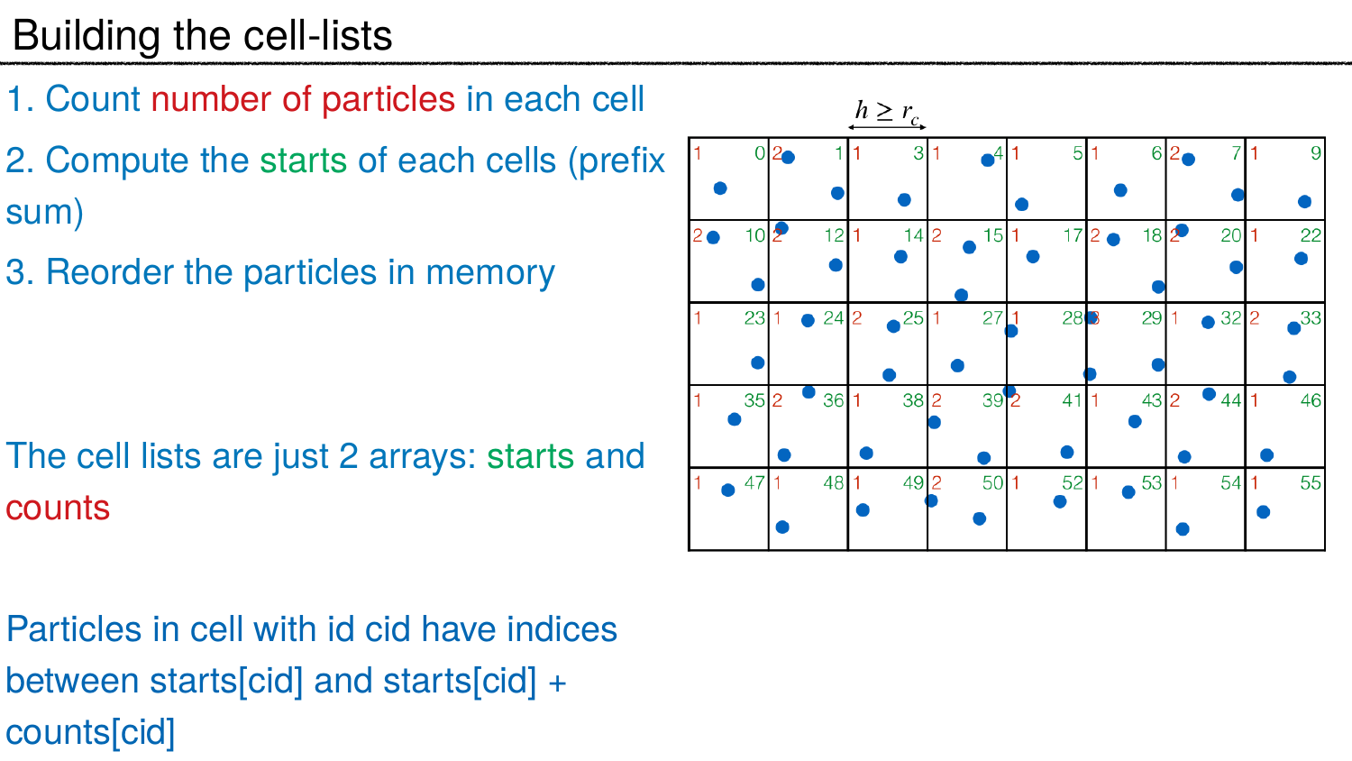# Building the cell-lists

1. Count number of particles in each cell
2. Compute the starts of each cells (prefix sum)
3. Reorder the particles in memory

The cell lists are just 2 arrays: starts and counts

Particles in cell with id cid have indices between starts[cid] and starts[cid] + counts[cid]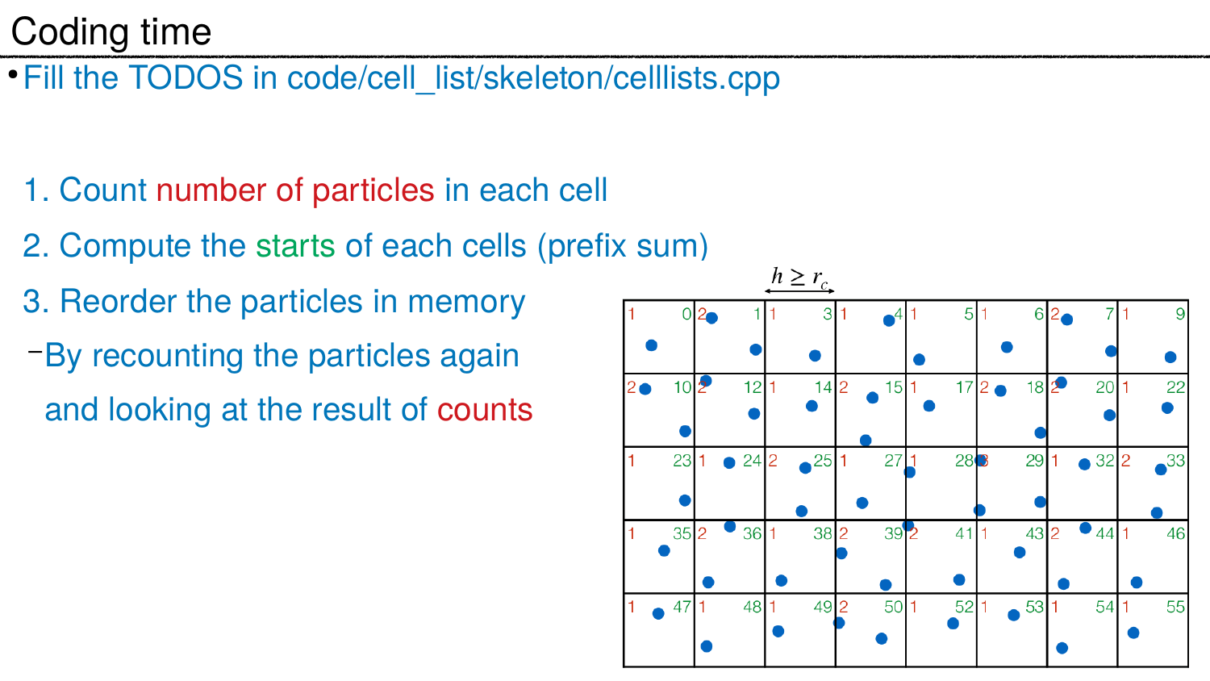# Coding time

- Fill the TODOS in code/cell_list/skeleton/celllists.cpp

1. Count number of particles in each cell
2. Compute the starts of each cells (prefix sum)
3. Reorder the particles in memory
   - By recounting the particles again and looking at the result of counts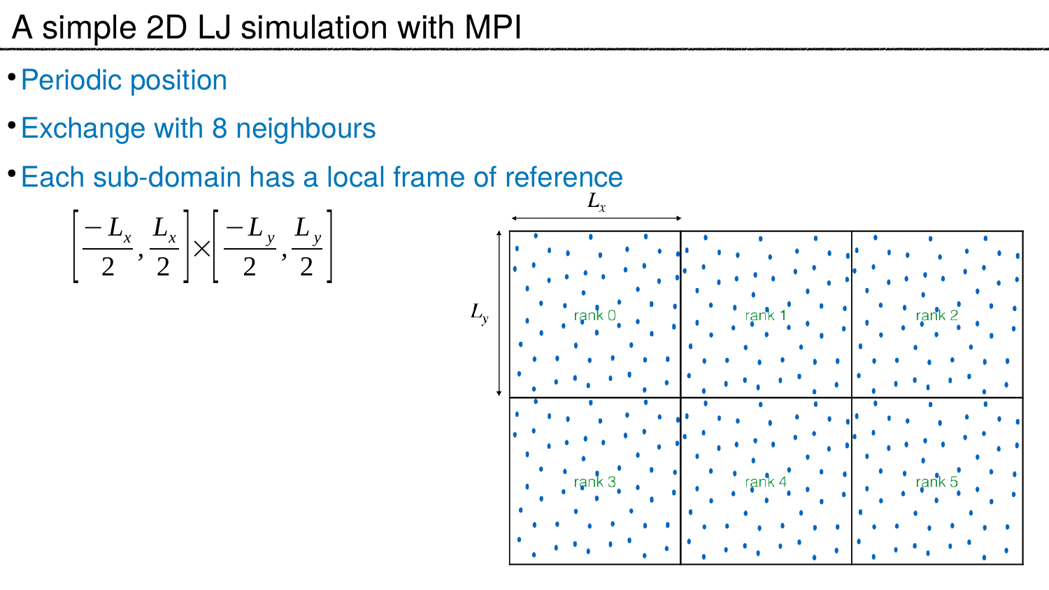# A simple 2D LJ simulation with MPI

- Periodic position
- Exchange with 8 neighbours
- Each sub-domain has a local frame of reference

$$\left[\frac{-L_x}{2}, \frac{L_x}{2}\right] \times \left[\frac{-L_y}{2}, \frac{L_y}{2}\right]$$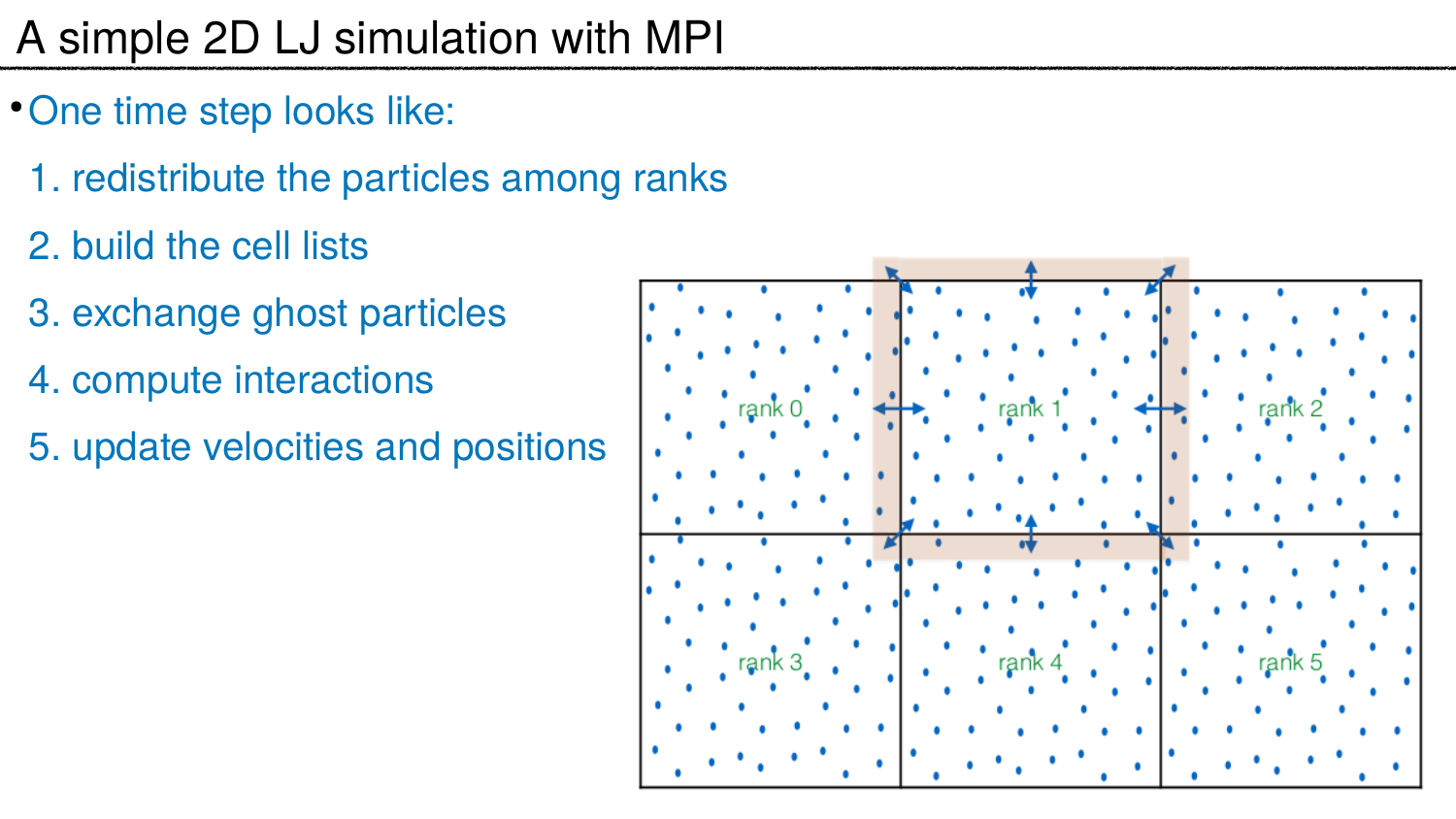# A simple 2D LJ simulation with MPI

- One time step looks like:
  1. redistribute the particles among ranks
  2. build the cell lists
  3. exchange ghost particles
  4. compute interactions
  5. update velocities and positions

rank 0 | rank 1 | rank 2
rank 3 | rank 4 | rank 5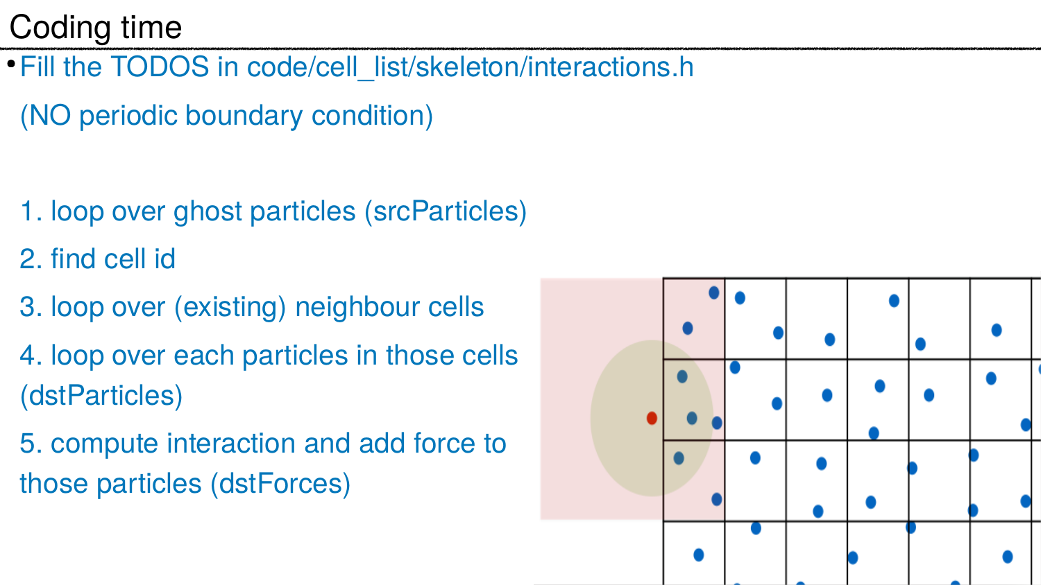# Coding time

- Fill the TODOS in code/cell_list/skeleton/interactions.h

  (NO periodic boundary condition)

  1. loop over ghost particles (srcParticles)
  2. find cell id
  3. loop over (existing) neighbour cells
  4. loop over each particles in those cells (dstParticles)
  5. compute interaction and add force to those particles (dstForces)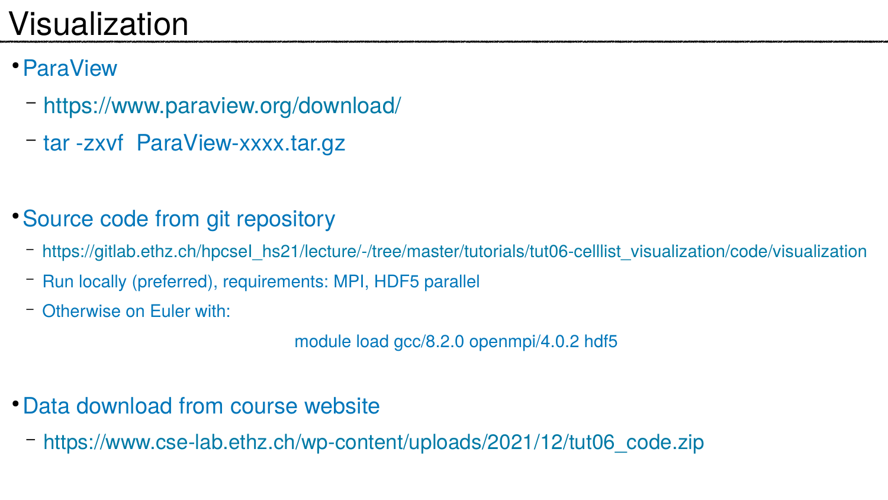# Visualization

- ParaView
  - https://www.paraview.org/download/
  - tar -zxvf  ParaView-xxxx.tar.gz

- Source code from git repository
  - https://gitlab.ethz.ch/hpcsel_hs21/lecture/-/tree/master/tutorials/tut06-celllist_visualization/code/visualization
  - Run locally (preferred), requirements: MPI, HDF5 parallel
  - Otherwise on Euler with:

```
module load gcc/8.2.0 openmpi/4.0.2 hdf5
```

- Data download from course website
  - https://www.cse-lab.ethz.ch/wp-content/uploads/2021/12/tut06_code.zip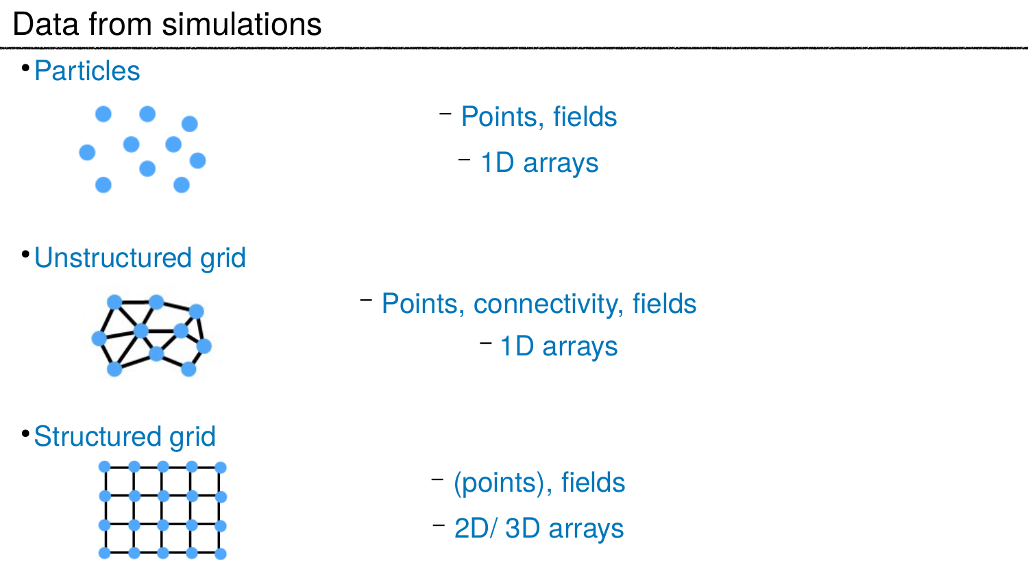# Data from simulations

- Particles
  - Points, fields
  - 1D arrays
- Unstructured grid
  - Points, connectivity, fields
  - 1D arrays
- Structured grid
  - (points), fields
  - 2D/ 3D arrays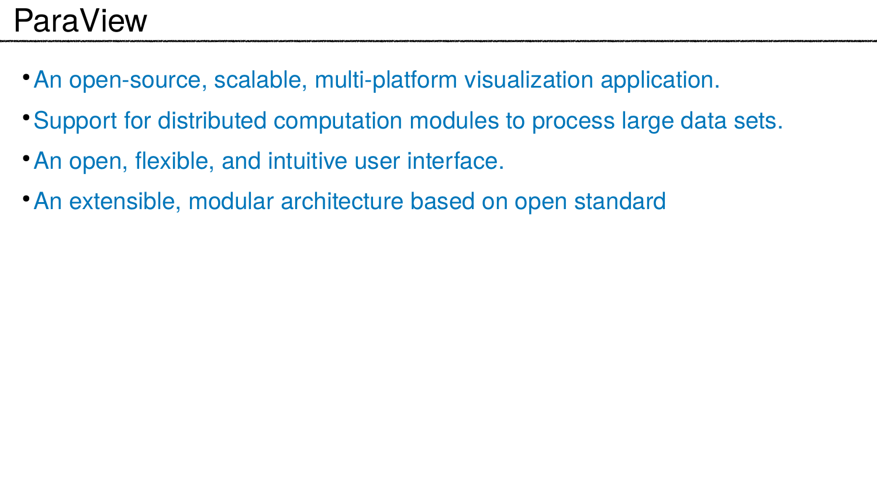# ParaView

- An open-source, scalable, multi-platform visualization application.
- Support for distributed computation modules to process large data sets.
- An open, flexible, and intuitive user interface.
- An extensible, modular architecture based on open standard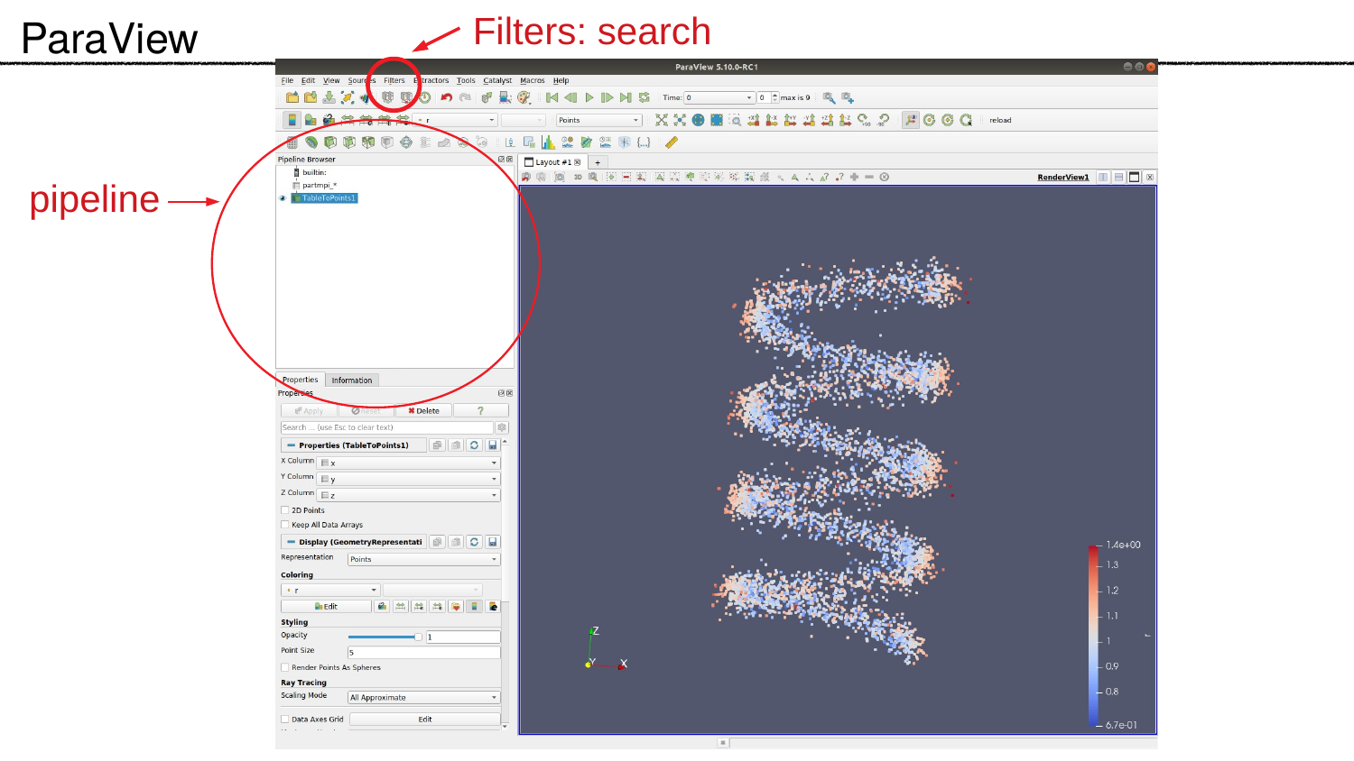# ParaView

Filters: search

pipeline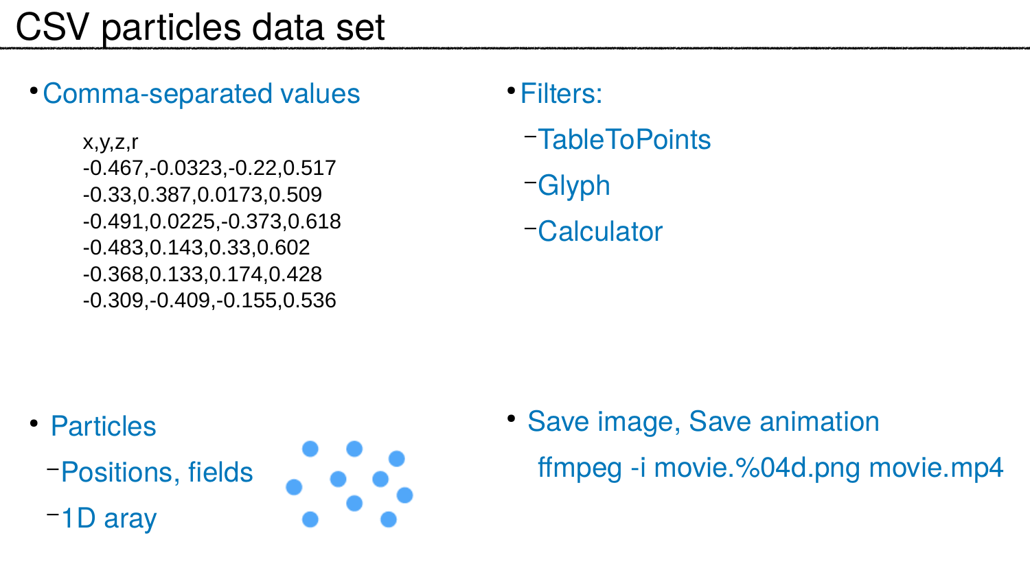# CSV particles data set

- Comma-separated values

```
x,y,z,r
-0.467,-0.0323,-0.22,0.517
-0.33,0.387,0.0173,0.509
-0.491,0.0225,-0.373,0.618
-0.483,0.143,0.33,0.602
-0.368,0.133,0.174,0.428
-0.309,-0.409,-0.155,0.536
```

- Filters:
  - TableToPoints
  - Glyph
  - Calculator

- Particles
  - Positions, fields
  - 1D aray

- Save image, Save animation

```
ffmpeg -i movie.%04d.png movie.mp4
```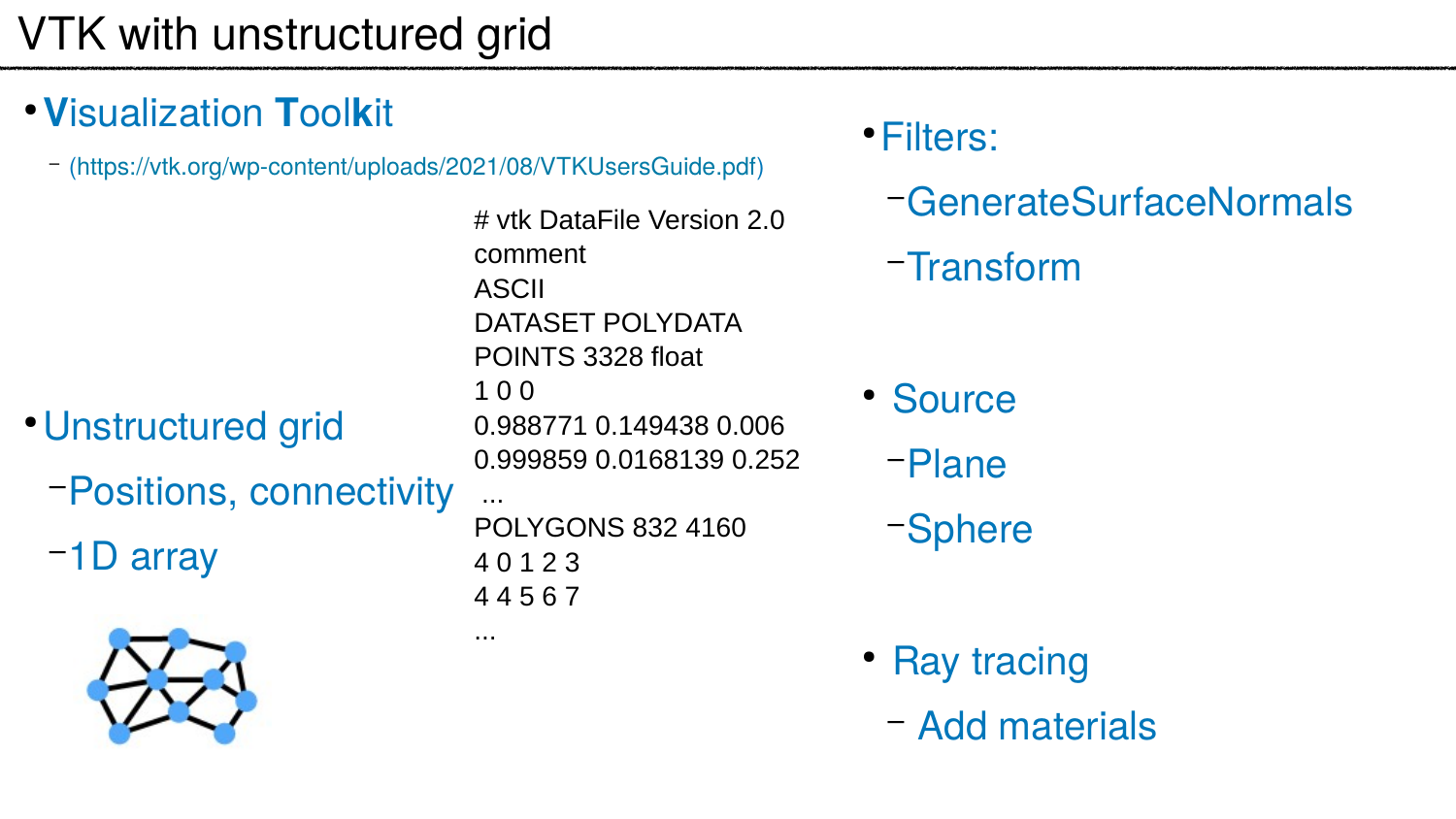# VTK with unstructured grid

- **V**isualization **T**ool**k**it
  - (https://vtk.org/wp-content/uploads/2021/08/VTKUsersGuide.pdf)

```
# vtk DataFile Version 2.0
comment
ASCII
DATASET POLYDATA
POINTS 3328 float
1 0 0
0.988771 0.149438 0.006
0.999859 0.0168139 0.252
 ...
POLYGONS 832 4160
4 0 1 2 3
4 4 5 6 7
...
```

- Unstructured grid
  - Positions, connectivity
  - 1D array

- Filters:
  - GenerateSurfaceNormals
  - Transform

- Source
  - Plane
  - Sphere

- Ray tracing
  - Add materials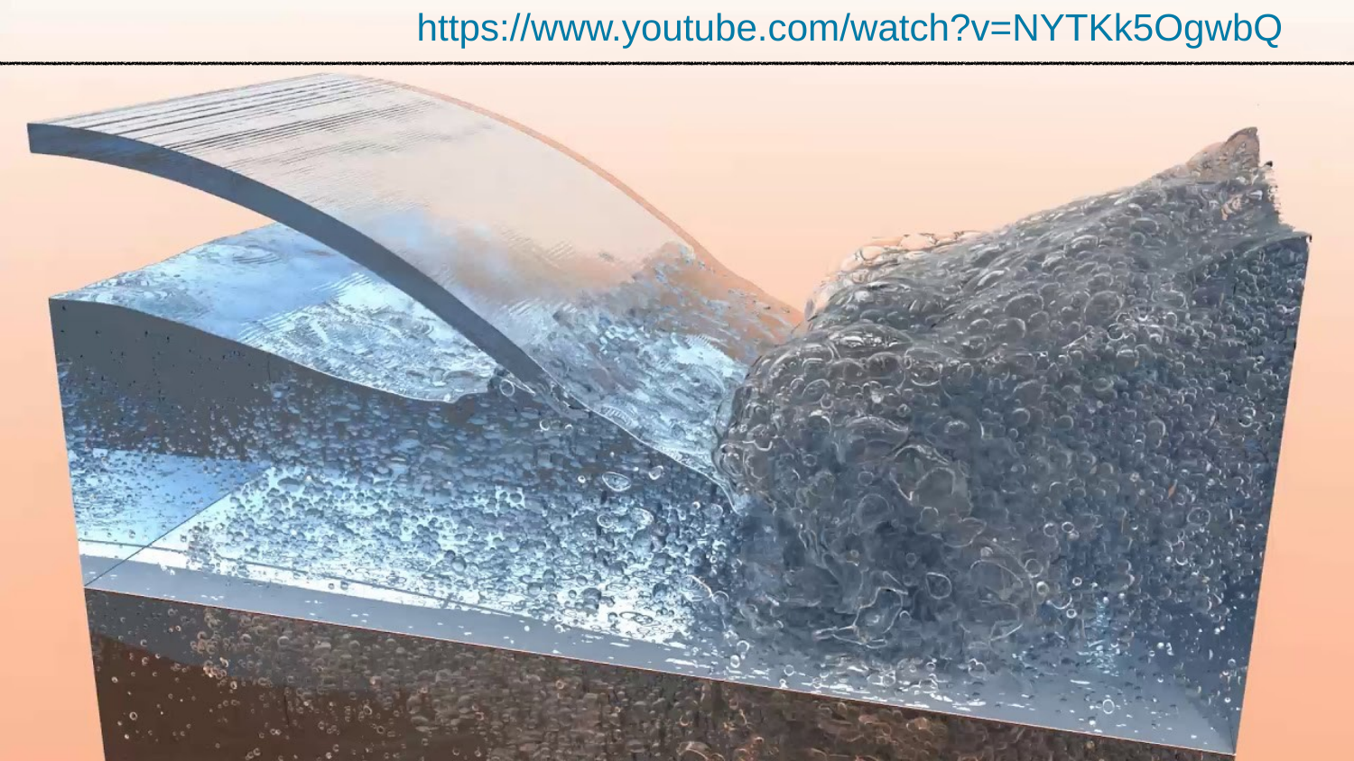https://www.youtube.com/watch?v=NYTKk5OgwbQ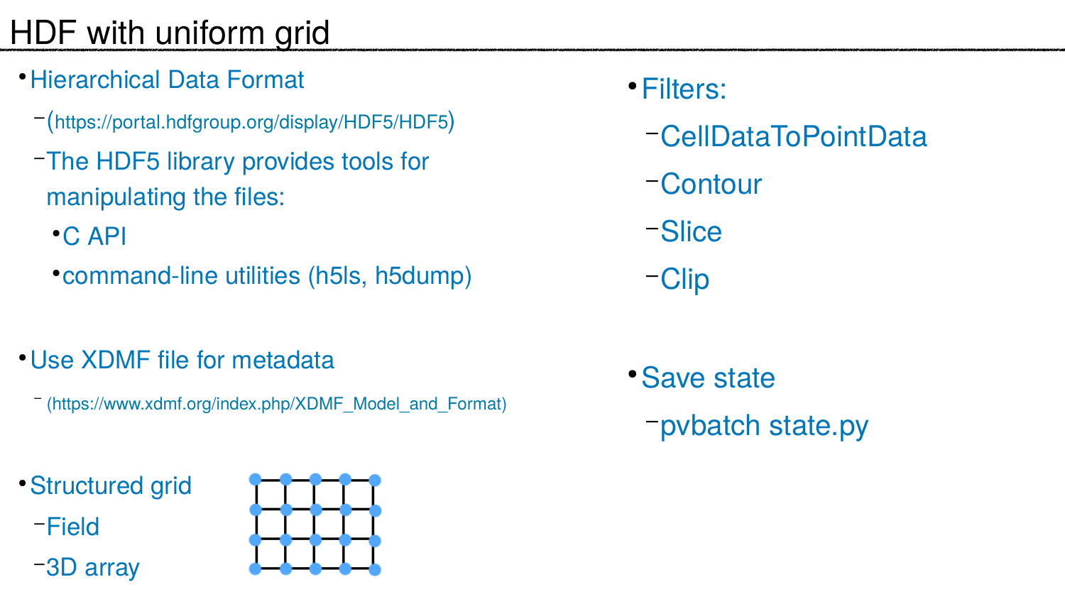# HDF with uniform grid

- Hierarchical Data Format
  - (https://portal.hdfgroup.org/display/HDF5/HDF5)
  - The HDF5 library provides tools for manipulating the files:
    - C API
    - command-line utilities (h5ls, h5dump)
- Use XDMF file for metadata
  - (https://www.xdmf.org/index.php/XDMF_Model_and_Format)
- Structured grid
  - Field
  - 3D array
- Filters:
  - CellDataToPointData
  - Contour
  - Slice
  - Clip
- Save state
  - pvbatch state.py